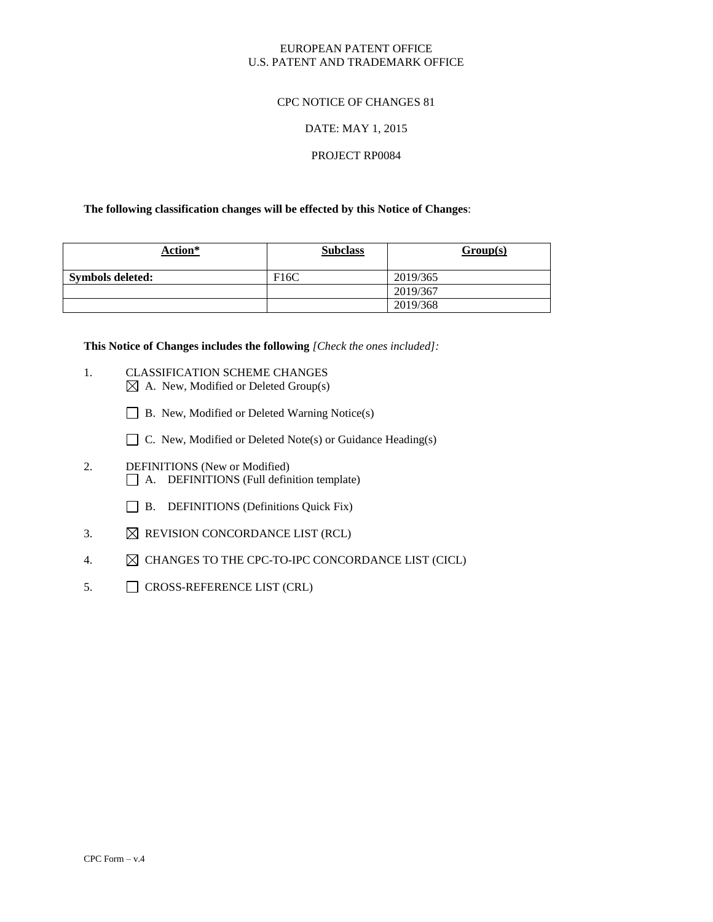EUROPEAN PATENT OFFICE
U.S. PATENT AND TRADEMARK OFFICE

CPC NOTICE OF CHANGES 81

DATE: MAY 1, 2015

PROJECT RP0084

**The following classification changes will be effected by this Notice of Changes**:

| Action* | Subclass | Group(s) |
|---|---|---|
| **Symbols deleted:** | F16C | 2019/365 |
| | | 2019/367 |
| | | 2019/368 |

**This Notice of Changes includes the following** *[Check the ones included]:*

1. CLASSIFICATION SCHEME CHANGES
   - ☒ A. New, Modified or Deleted Group(s)
   - ☐ B. New, Modified or Deleted Warning Notice(s)
   - ☐ C. New, Modified or Deleted Note(s) or Guidance Heading(s)
2. DEFINITIONS (New or Modified)
   - ☐ A. DEFINITIONS (Full definition template)
   - ☐ B. DEFINITIONS (Definitions Quick Fix)
3. ☒ REVISION CONCORDANCE LIST (RCL)
4. ☒ CHANGES TO THE CPC-TO-IPC CONCORDANCE LIST (CICL)
5. ☐ CROSS-REFERENCE LIST (CRL)

CPC Form – v.4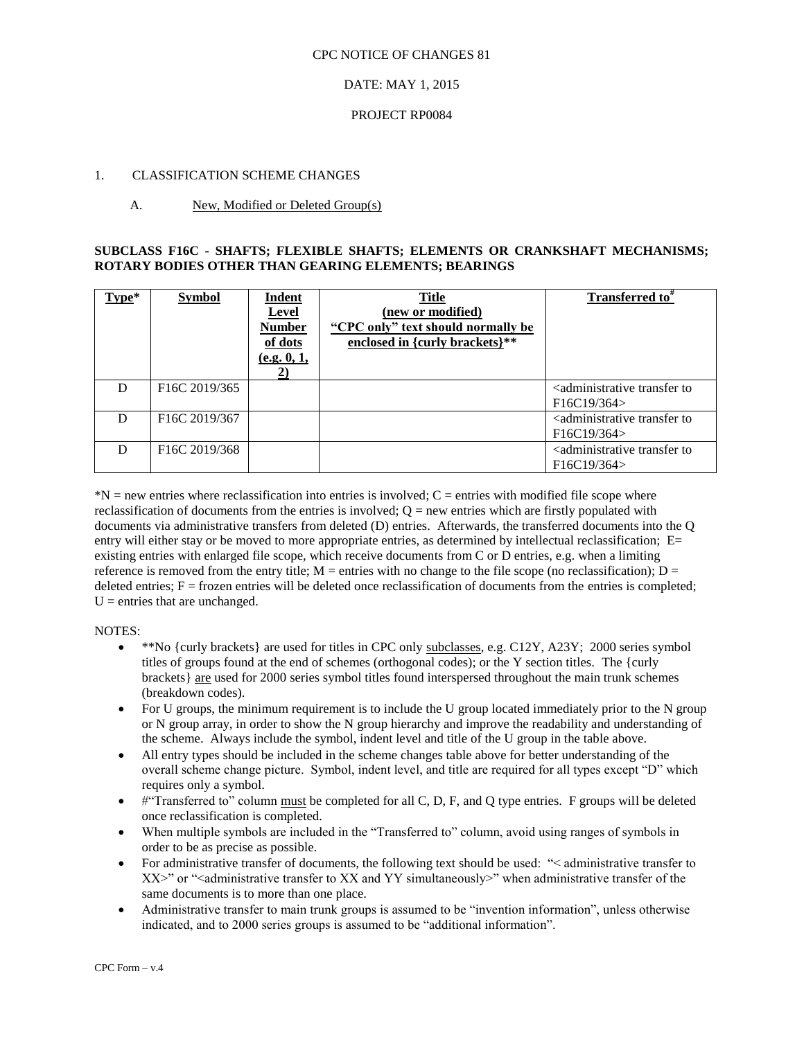CPC NOTICE OF CHANGES 81

DATE: MAY 1, 2015

PROJECT RP0084

1. CLASSIFICATION SCHEME CHANGES

A. New, Modified or Deleted Group(s)

**SUBCLASS F16C - SHAFTS; FLEXIBLE SHAFTS; ELEMENTS OR CRANKSHAFT MECHANISMS; ROTARY BODIES OTHER THAN GEARING ELEMENTS; BEARINGS**

| Type* | Symbol | Indent Level Number of dots (e.g. 0, 1, 2) | Title (new or modified) "CPC only" text should normally be enclosed in {curly brackets}** | Transferred to# |
|---|---|---|---|---|
| D | F16C 2019/365 | | | <administrative transfer to F16C19/364> |
| D | F16C 2019/367 | | | <administrative transfer to F16C19/364> |
| D | F16C 2019/368 | | | <administrative transfer to F16C19/364> |

*N = new entries where reclassification into entries is involved; C = entries with modified file scope where reclassification of documents from the entries is involved; Q = new entries which are firstly populated with documents via administrative transfers from deleted (D) entries. Afterwards, the transferred documents into the Q entry will either stay or be moved to more appropriate entries, as determined by intellectual reclassification; E= existing entries with enlarged file scope, which receive documents from C or D entries, e.g. when a limiting reference is removed from the entry title; M = entries with no change to the file scope (no reclassification); D = deleted entries; F = frozen entries will be deleted once reclassification of documents from the entries is completed; U = entries that are unchanged.

NOTES:

- **No {curly brackets} are used for titles in CPC only subclasses, e.g. C12Y, A23Y; 2000 series symbol titles of groups found at the end of schemes (orthogonal codes); or the Y section titles. The {curly brackets} are used for 2000 series symbol titles found interspersed throughout the main trunk schemes (breakdown codes).
- For U groups, the minimum requirement is to include the U group located immediately prior to the N group or N group array, in order to show the N group hierarchy and improve the readability and understanding of the scheme. Always include the symbol, indent level and title of the U group in the table above.
- All entry types should be included in the scheme changes table above for better understanding of the overall scheme change picture. Symbol, indent level, and title are required for all types except "D" which requires only a symbol.
- #"Transferred to" column must be completed for all C, D, F, and Q type entries. F groups will be deleted once reclassification is completed.
- When multiple symbols are included in the "Transferred to" column, avoid using ranges of symbols in order to be as precise as possible.
- For administrative transfer of documents, the following text should be used: "< administrative transfer to XX>" or "<administrative transfer to XX and YY simultaneously>" when administrative transfer of the same documents is to more than one place.
- Administrative transfer to main trunk groups is assumed to be "invention information", unless otherwise indicated, and to 2000 series groups is assumed to be "additional information".

CPC Form – v.4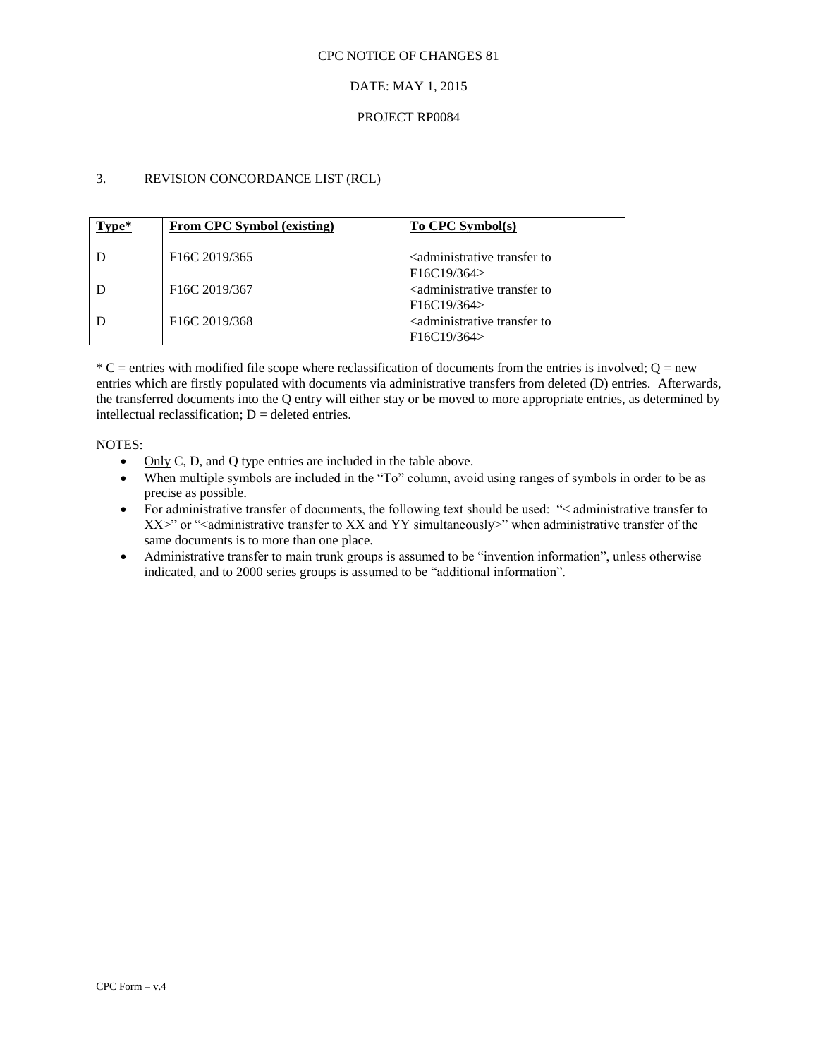CPC NOTICE OF CHANGES 81

DATE: MAY 1, 2015

PROJECT RP0084

## 3. REVISION CONCORDANCE LIST (RCL)

| Type* | From CPC Symbol (existing) | To CPC Symbol(s) |
|---|---|---|
| D | F16C 2019/365 | <administrative transfer to F16C19/364> |
| D | F16C 2019/367 | <administrative transfer to F16C19/364> |
| D | F16C 2019/368 | <administrative transfer to F16C19/364> |

* C = entries with modified file scope where reclassification of documents from the entries is involved; Q = new entries which are firstly populated with documents via administrative transfers from deleted (D) entries. Afterwards, the transferred documents into the Q entry will either stay or be moved to more appropriate entries, as determined by intellectual reclassification; D = deleted entries.

NOTES:

- Only C, D, and Q type entries are included in the table above.
- When multiple symbols are included in the "To" column, avoid using ranges of symbols in order to be as precise as possible.
- For administrative transfer of documents, the following text should be used: "< administrative transfer to XX>" or "<administrative transfer to XX and YY simultaneously>" when administrative transfer of the same documents is to more than one place.
- Administrative transfer to main trunk groups is assumed to be "invention information", unless otherwise indicated, and to 2000 series groups is assumed to be "additional information".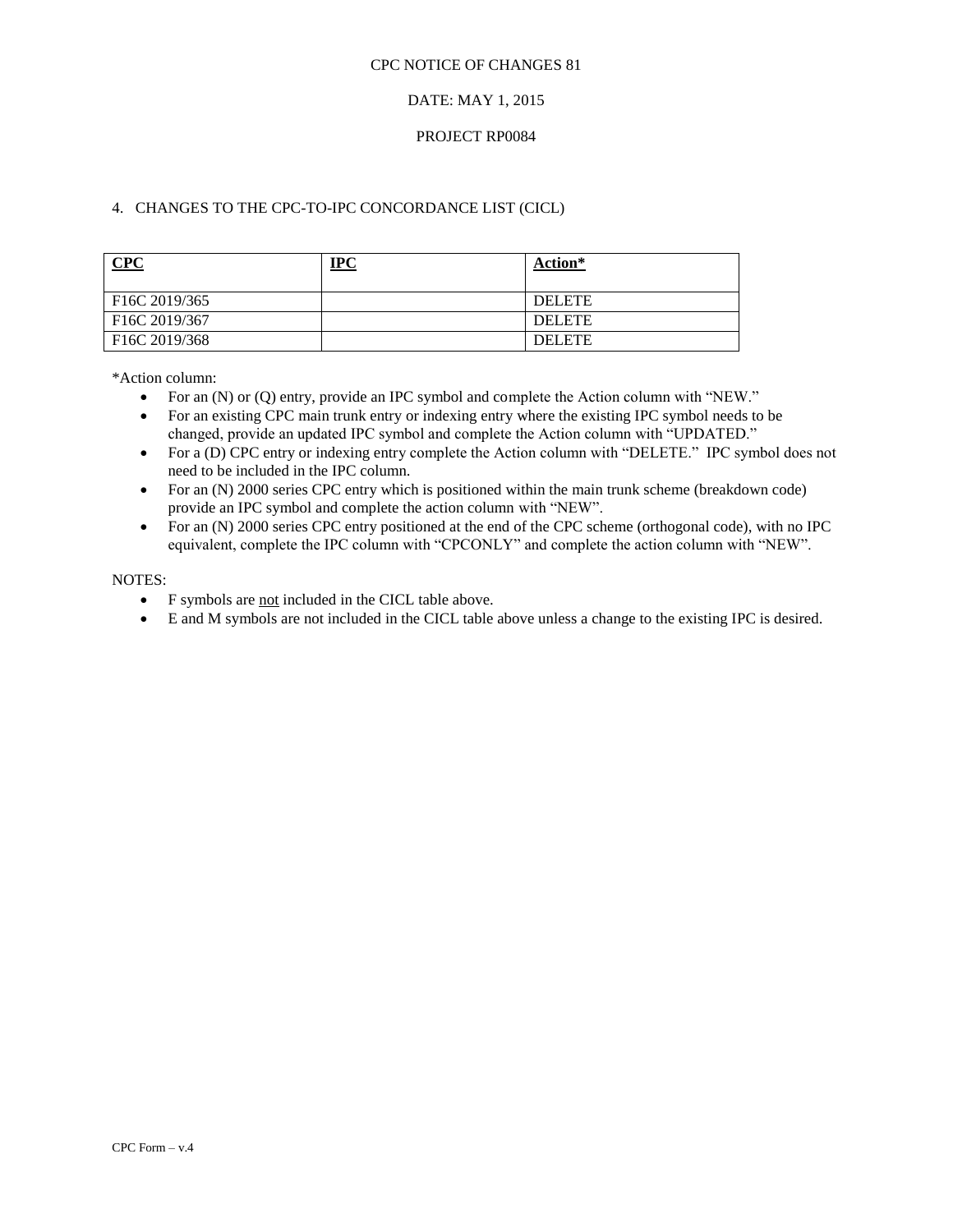CPC NOTICE OF CHANGES 81

DATE: MAY 1, 2015

PROJECT RP0084

4. CHANGES TO THE CPC-TO-IPC CONCORDANCE LIST (CICL)

| CPC | IPC | Action* |
| --- | --- | --- |
| F16C 2019/365 | | DELETE |
| F16C 2019/367 | | DELETE |
| F16C 2019/368 | | DELETE |

*Action column:

- For an (N) or (Q) entry, provide an IPC symbol and complete the Action column with "NEW."
- For an existing CPC main trunk entry or indexing entry where the existing IPC symbol needs to be changed, provide an updated IPC symbol and complete the Action column with "UPDATED."
- For a (D) CPC entry or indexing entry complete the Action column with "DELETE." IPC symbol does not need to be included in the IPC column.
- For an (N) 2000 series CPC entry which is positioned within the main trunk scheme (breakdown code) provide an IPC symbol and complete the action column with "NEW".
- For an (N) 2000 series CPC entry positioned at the end of the CPC scheme (orthogonal code), with no IPC equivalent, complete the IPC column with "CPCONLY" and complete the action column with "NEW".

NOTES:

- F symbols are <u>not</u> included in the CICL table above.
- E and M symbols are not included in the CICL table above unless a change to the existing IPC is desired.